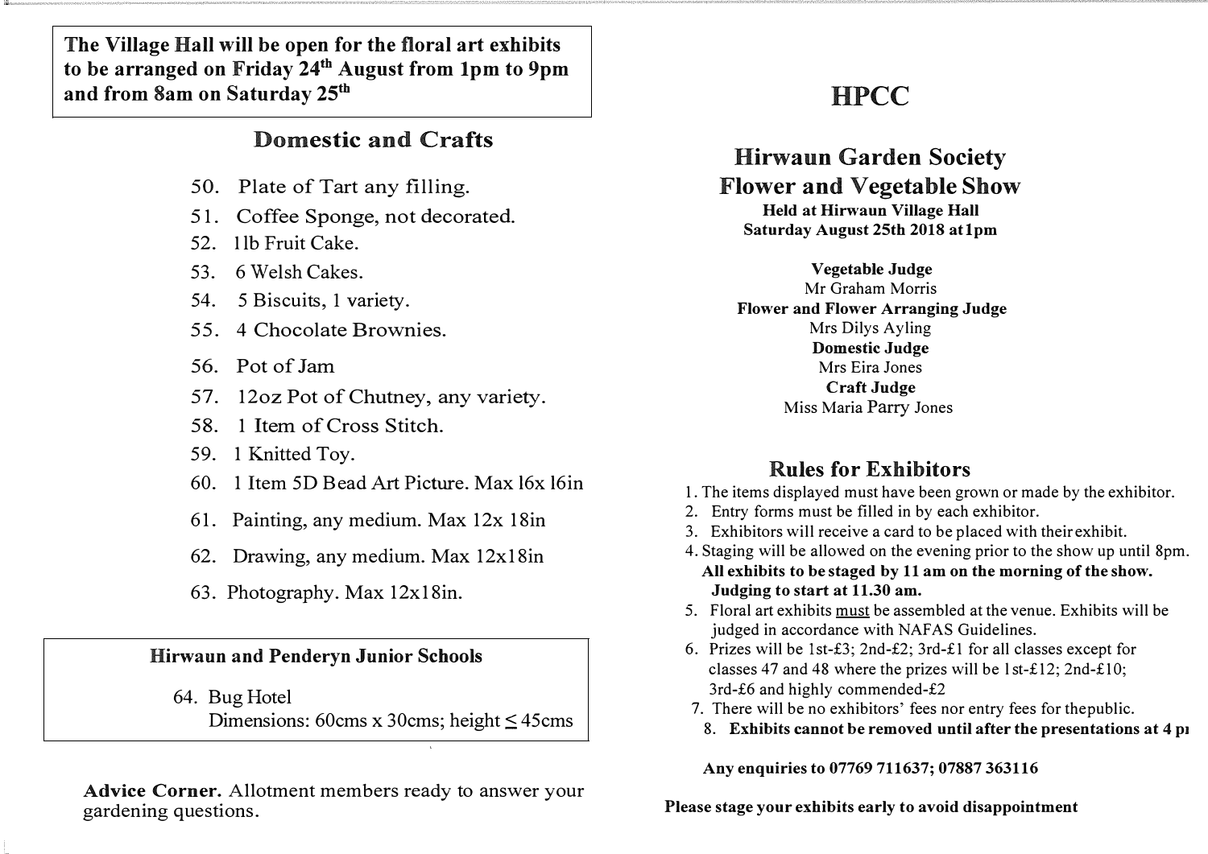**The Village Hall will be open for the floral art exhibits to be arranged on Friday 24th August from 1pm to 9pm and from 8am on Saturday 25th**

## Domestic and Crafts

50. Plate of Tart any filling.
51. Coffee Sponge, not decorated.
52. 1lb Fruit Cake.
53. 6 Welsh Cakes.
54. 5 Biscuits, 1 variety.
55. 4 Chocolate Brownies.
56. Pot of Jam
57. 12oz Pot of Chutney, any variety.
58. 1 Item of Cross Stitch.
59. 1 Knitted Toy.
60. 1 Item 5D Bead Art Picture. Max 16x 16in
61. Painting, any medium. Max 12x 18in
62. Drawing, any medium. Max 12x18in
63. Photography. Max 12x18in.

**Hirwaun and Penderyn Junior Schools**

64. Bug Hotel
    Dimensions: 60cms x 30cms; height ≤ 45cms

**Advice Corner.** Allotment members ready to answer your gardening questions.

# HPCC

## Hirwaun Garden Society Flower and Vegetable Show

**Held at Hirwaun Village Hall**
**Saturday August 25th 2018 at 1pm**

**Vegetable Judge**
Mr Graham Morris

**Flower and Flower Arranging Judge**
Mrs Dilys Ayling

**Domestic Judge**
Mrs Eira Jones

**Craft Judge**
Miss Maria Parry Jones

## Rules for Exhibitors

1. The items displayed must have been grown or made by the exhibitor.
2. Entry forms must be filled in by each exhibitor.
3. Exhibitors will receive a card to be placed with their exhibit.
4. Staging will be allowed on the evening prior to the show up until 8pm. **All exhibits to be staged by 11 am on the morning of the show. Judging to start at 11.30 am.**
5. Floral art exhibits <u>must</u> be assembled at the venue. Exhibits will be judged in accordance with NAFAS Guidelines.
6. Prizes will be 1st-£3; 2nd-£2; 3rd-£1 for all classes except for classes 47 and 48 where the prizes will be 1st-£12; 2nd-£10; 3rd-£6 and highly commended-£2
7. There will be no exhibitors' fees nor entry fees for the public.
8. **Exhibits cannot be removed until after the presentations at 4 pı**

**Any enquiries to 07769 711637; 07887 363116**

**Please stage your exhibits early to avoid disappointment**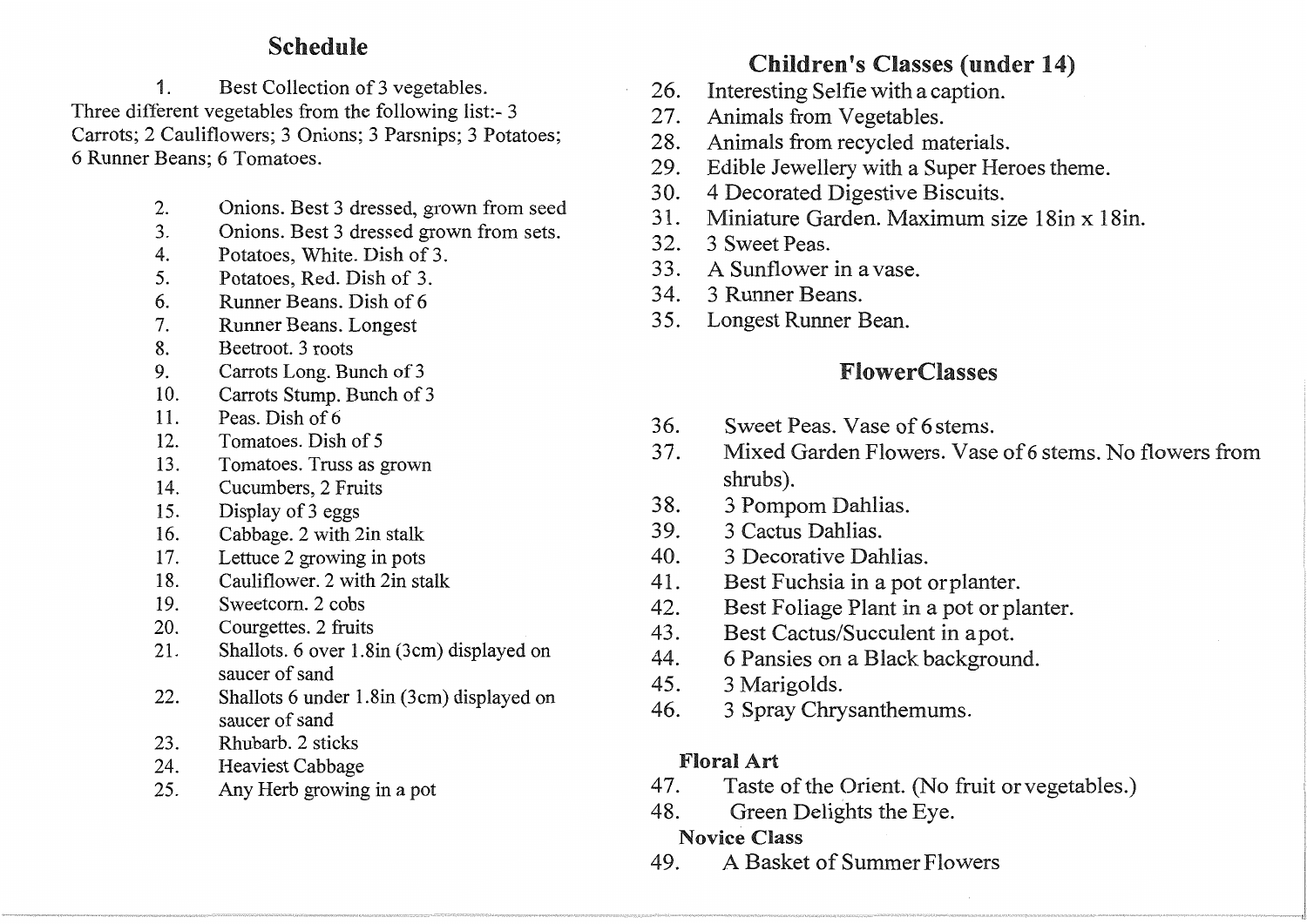## Schedule

1. Best Collection of 3 vegetables.

Three different vegetables from the following list:- 3 Carrots; 2 Cauliflowers; 3 Onions; 3 Parsnips; 3 Potatoes; 6 Runner Beans; 6 Tomatoes.

2. Onions. Best 3 dressed, grown from seed
3. Onions. Best 3 dressed grown from sets.
4. Potatoes, White. Dish of 3.
5. Potatoes, Red. Dish of 3.
6. Runner Beans. Dish of 6
7. Runner Beans. Longest
8. Beetroot. 3 roots
9. Carrots Long. Bunch of 3
10. Carrots Stump. Bunch of 3
11. Peas. Dish of 6
12. Tomatoes. Dish of 5
13. Tomatoes. Truss as grown
14. Cucumbers, 2 Fruits
15. Display of 3 eggs
16. Cabbage. 2 with 2in stalk
17. Lettuce 2 growing in pots
18. Cauliflower. 2 with 2in stalk
19. Sweetcorn. 2 cobs
20. Courgettes. 2 fruits
21. Shallots. 6 over 1.8in (3cm) displayed on saucer of sand
22. Shallots 6 under 1.8in (3cm) displayed on saucer of sand
23. Rhubarb. 2 sticks
24. Heaviest Cabbage
25. Any Herb growing in a pot

## Children's Classes (under 14)

26. Interesting Selfie with a caption.
27. Animals from Vegetables.
28. Animals from recycled materials.
29. Edible Jewellery with a Super Heroes theme.
30. 4 Decorated Digestive Biscuits.
31. Miniature Garden. Maximum size 18in x 18in.
32. 3 Sweet Peas.
33. A Sunflower in a vase.
34. 3 Runner Beans.
35. Longest Runner Bean.

## FlowerClasses

36. Sweet Peas. Vase of 6 stems.
37. Mixed Garden Flowers. Vase of 6 stems. No flowers from shrubs).
38. 3 Pompom Dahlias.
39. 3 Cactus Dahlias.
40. 3 Decorative Dahlias.
41. Best Fuchsia in a pot orplanter.
42. Best Foliage Plant in a pot or planter.
43. Best Cactus/Succulent in apot.
44. 6 Pansies on a Black background.
45. 3 Marigolds.
46. 3 Spray Chrysanthemums.

**Floral Art**

47. Taste of the Orient. (No fruit orvegetables.)
48. Green Delights the Eye.

**Novice Class**

49. A Basket of Summer Flowers